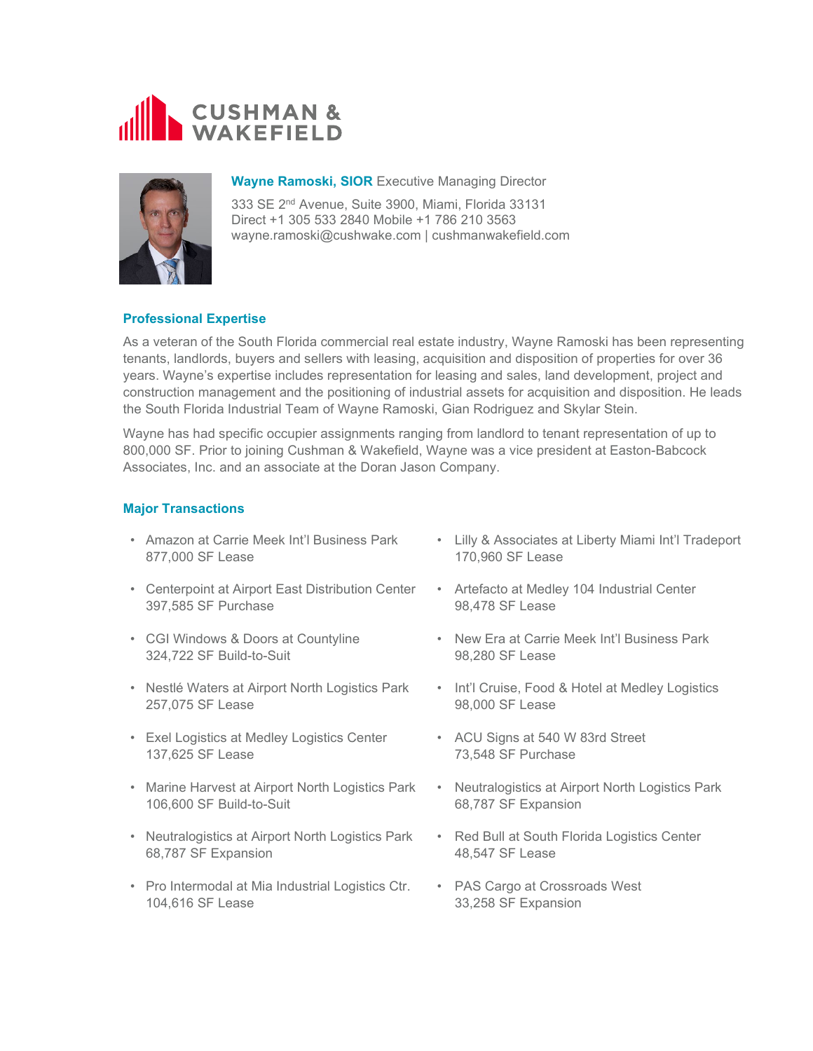CUSHMAN & WAKEFIELD

**Wayne Ramoski, SIOR** Executive Managing Director

333 SE 2nd Avenue, Suite 3900, Miami, Florida 33131
Direct +1 305 533 2840 Mobile +1 786 210 3563
wayne.ramoski@cushwake.com | cushmanwakefield.com

## Professional Expertise

As a veteran of the South Florida commercial real estate industry, Wayne Ramoski has been representing tenants, landlords, buyers and sellers with leasing, acquisition and disposition of properties for over 36 years. Wayne's expertise includes representation for leasing and sales, land development, project and construction management and the positioning of industrial assets for acquisition and disposition. He leads the South Florida Industrial Team of Wayne Ramoski, Gian Rodriguez and Skylar Stein.

Wayne has had specific occupier assignments ranging from landlord to tenant representation of up to 800,000 SF. Prior to joining Cushman & Wakefield, Wayne was a vice president at Easton-Babcock Associates, Inc. and an associate at the Doran Jason Company.

## Major Transactions

- Amazon at Carrie Meek Int'l Business Park
  877,000 SF Lease
- Centerpoint at Airport East Distribution Center
  397,585 SF Purchase
- CGI Windows & Doors at Countyline
  324,722 SF Build-to-Suit
- Nestlé Waters at Airport North Logistics Park
  257,075 SF Lease
- Exel Logistics at Medley Logistics Center
  137,625 SF Lease
- Marine Harvest at Airport North Logistics Park
  106,600 SF Build-to-Suit
- Neutralogistics at Airport North Logistics Park
  68,787 SF Expansion
- Pro Intermodal at Mia Industrial Logistics Ctr.
  104,616 SF Lease
- Lilly & Associates at Liberty Miami Int'l Tradeport
  170,960 SF Lease
- Artefacto at Medley 104 Industrial Center
  98,478 SF Lease
- New Era at Carrie Meek Int'l Business Park
  98,280 SF Lease
- Int'l Cruise, Food & Hotel at Medley Logistics
  98,000 SF Lease
- ACU Signs at 540 W 83rd Street
  73,548 SF Purchase
- Neutralogistics at Airport North Logistics Park
  68,787 SF Expansion
- Red Bull at South Florida Logistics Center
  48,547 SF Lease
- PAS Cargo at Crossroads West
  33,258 SF Expansion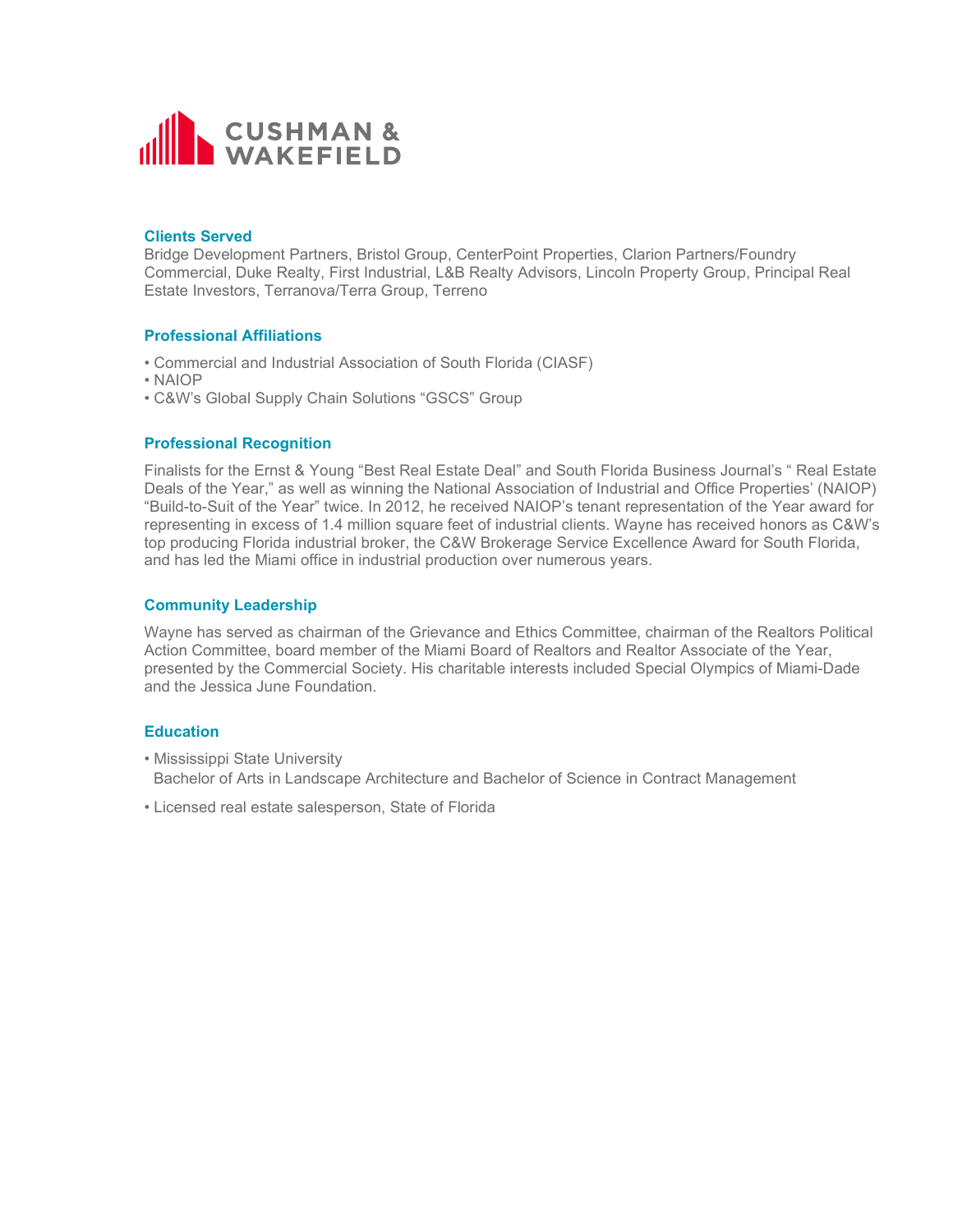## Clients Served

Bridge Development Partners, Bristol Group, CenterPoint Properties, Clarion Partners/Foundry Commercial, Duke Realty, First Industrial, L&B Realty Advisors, Lincoln Property Group, Principal Real Estate Investors, Terranova/Terra Group, Terreno

## Professional Affiliations

- Commercial and Industrial Association of South Florida (CIASF)
- NAIOP
- C&W's Global Supply Chain Solutions "GSCS" Group

## Professional Recognition

Finalists for the Ernst & Young "Best Real Estate Deal" and South Florida Business Journal's " Real Estate Deals of the Year," as well as winning the National Association of Industrial and Office Properties' (NAIOP) "Build-to-Suit of the Year" twice. In 2012, he received NAIOP's tenant representation of the Year award for representing in excess of 1.4 million square feet of industrial clients. Wayne has received honors as C&W's top producing Florida industrial broker, the C&W Brokerage Service Excellence Award for South Florida, and has led the Miami office in industrial production over numerous years.

## Community Leadership

Wayne has served as chairman of the Grievance and Ethics Committee, chairman of the Realtors Political Action Committee, board member of the Miami Board of Realtors and Realtor Associate of the Year, presented by the Commercial Society. His charitable interests included Special Olympics of Miami-Dade and the Jessica June Foundation.

## Education

- Mississippi State University
  Bachelor of Arts in Landscape Architecture and Bachelor of Science in Contract Management
- Licensed real estate salesperson, State of Florida